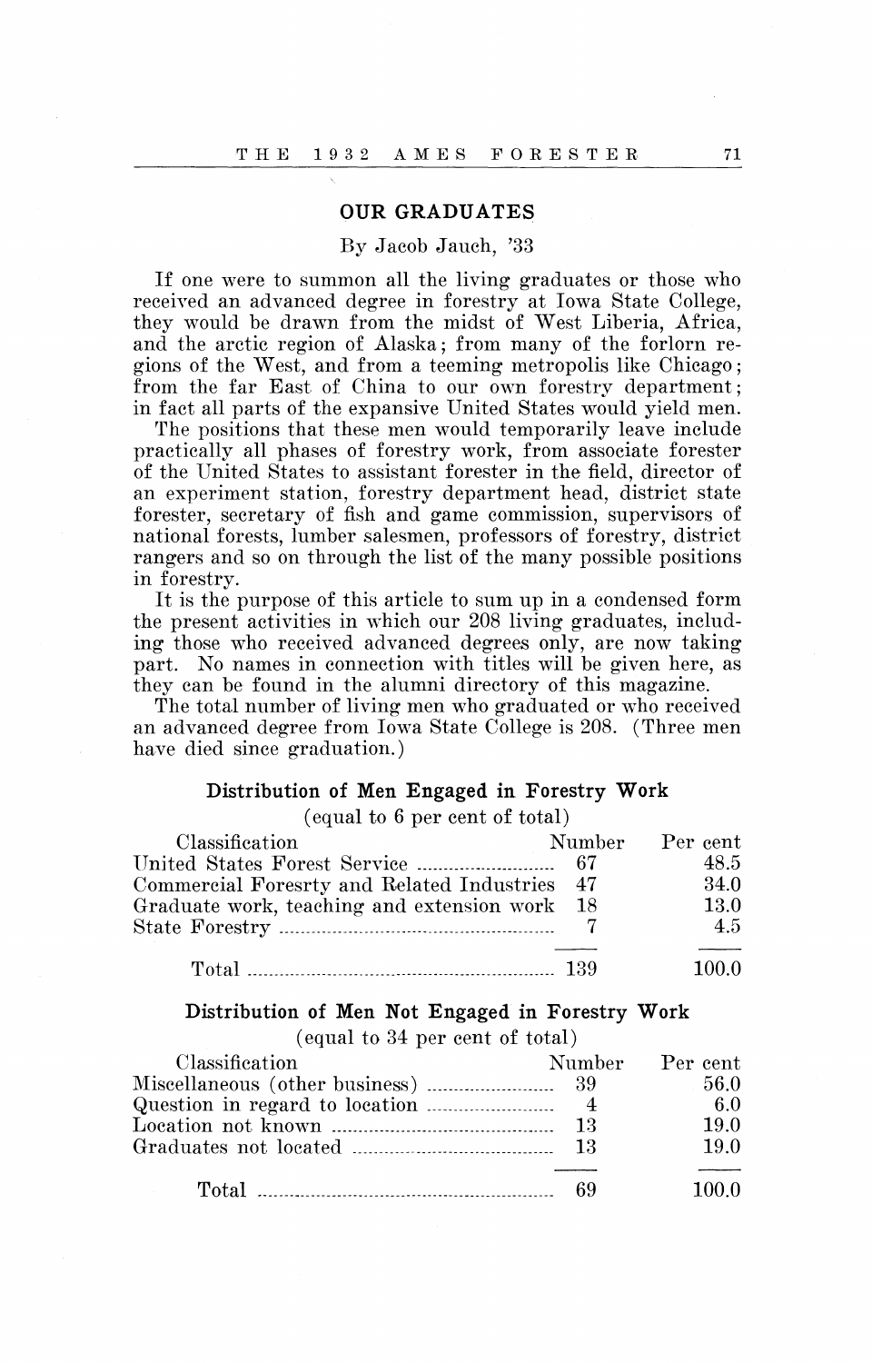## OUR GRADUATES

By Jacob Jauch, '33

If one were to summon all the living graduates or those who received an advanced degree in forestry at Iowa State College, they would be drawn from the midst of West Liberia, Africa, and the arctic region of Alaska; from many of the forlorn regions of the West, and from a teeming metropolis like Chicago; from the far East of China to our own forestry department; in fact all parts of the expansive United States would yield men.

The positions that these men would temporarily leave include practically all phases of forestry work, from associate forester of the United States to assistant forester in the field, director of an experiment station, forestry department head, district state forester, secretary of fish and game commission, supervisors of national forests, lumber salesmen, professors of forestry, district rangers and so on through the list of the many possible positions in forestry.

It is the purpose of this article to sum up in a condensed form the present activities in which our 208 living graduates, including those who received advanced degrees only, are now taking part. No names in connection with titles will be given here, as they can be found in the alumni directory of this magazine.

The total number of living men who graduated or who received an advanced degree from Iowa State College is 208. (Three men have died since graduation.)

### Distribution of Men Engaged in Forestry Work

(equal to 6 per cent of total)

| Classification | Number | Per cent |
|---|---|---|
| United States Forest Service | 67 | 48.5 |
| Commercial Foresrty and Related Industries | 47 | 34.0 |
| Graduate work, teaching and extension work | 18 | 13.0 |
| State Forestry | 7 | 4.5 |
| Total | 139 | 100.0 |

### Distribution of Men Not Engaged in Forestry Work

(equal to 34 per cent of total)

| Classification | Number | Per cent |
|---|---|---|
| Miscellaneous (other business) | 39 | 56.0 |
| Question in regard to location | 4 | 6.0 |
| Location not known | 13 | 19.0 |
| Graduates not located | 13 | 19.0 |
| Total | 69 | 100.0 |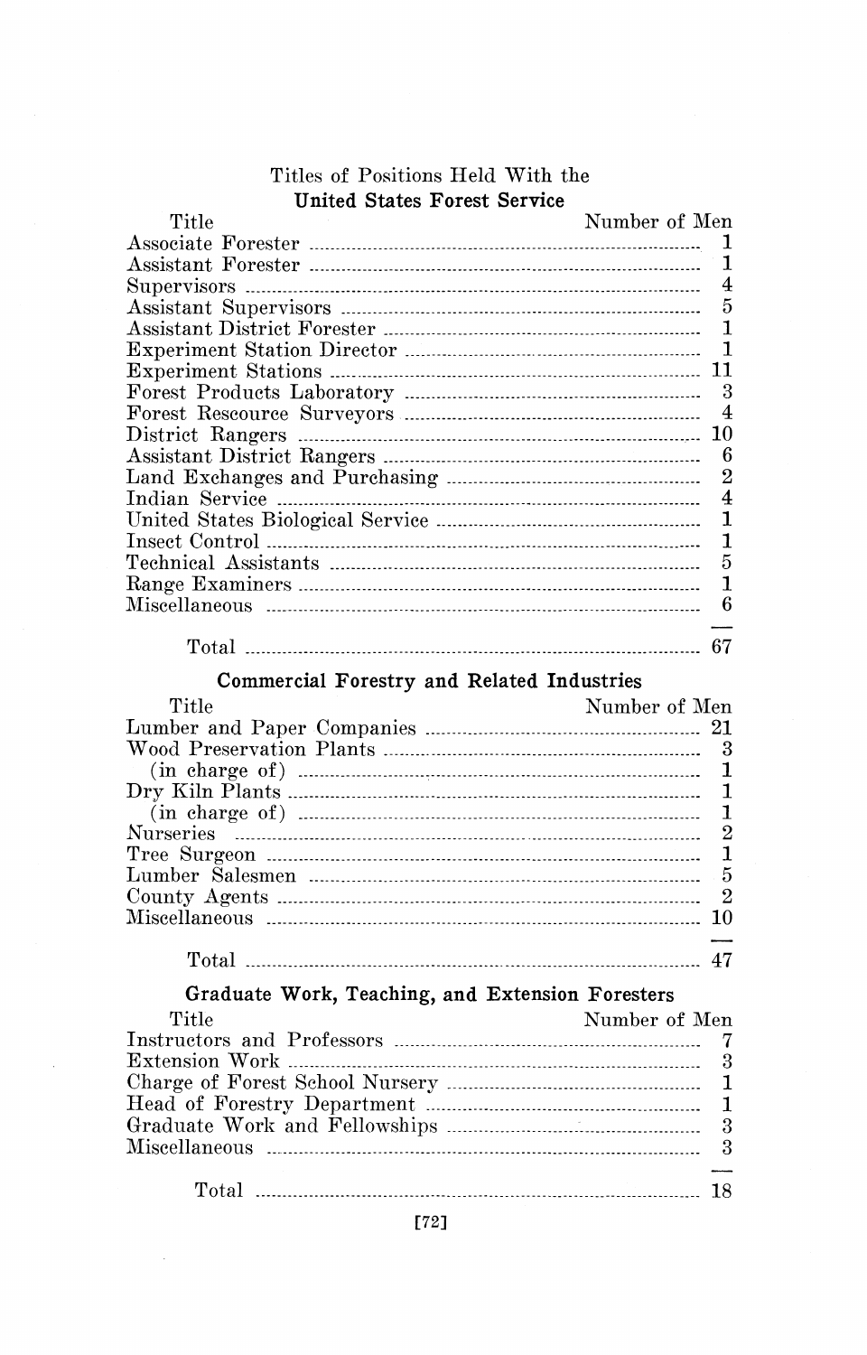Titles of Positions Held With the

**United States Forest Service**

| Title | Number of Men |
|---|---|
| Associate Forester | 1 |
| Assistant Forester | 1 |
| Supervisors | 4 |
| Assistant Supervisors | 5 |
| Assistant District Forester | 1 |
| Experiment Station Director | 1 |
| Experiment Stations | 11 |
| Forest Products Laboratory | 3 |
| Forest Rescource Surveyors | 4 |
| District Rangers | 10 |
| Assistant District Rangers | 6 |
| Land Exchanges and Purchasing | 2 |
| Indian Service | 4 |
| United States Biological Service | 1 |
| Insect Control | 1 |
| Technical Assistants | 5 |
| Range Examiners | 1 |
| Miscellaneous | 6 |
| Total | 67 |

**Commercial Forestry and Related Industries**

| Title | Number of Men |
|---|---|
| Lumber and Paper Companies | 21 |
| Wood Preservation Plants | 3 |
| (in charge of) | 1 |
| Dry Kiln Plants | 1 |
| (in charge of) | 1 |
| Nurseries | 2 |
| Tree Surgeon | 1 |
| Lumber Salesmen | 5 |
| County Agents | 2 |
| Miscellaneous | 10 |
| Total | 47 |

**Graduate Work, Teaching, and Extension Foresters**

| Title | Number of Men |
|---|---|
| Instructors and Professors | 7 |
| Extension Work | 3 |
| Charge of Forest School Nursery | 1 |
| Head of Forestry Department | 1 |
| Graduate Work and Fellowships | 3 |
| Miscellaneous | 3 |
| Total | 18 |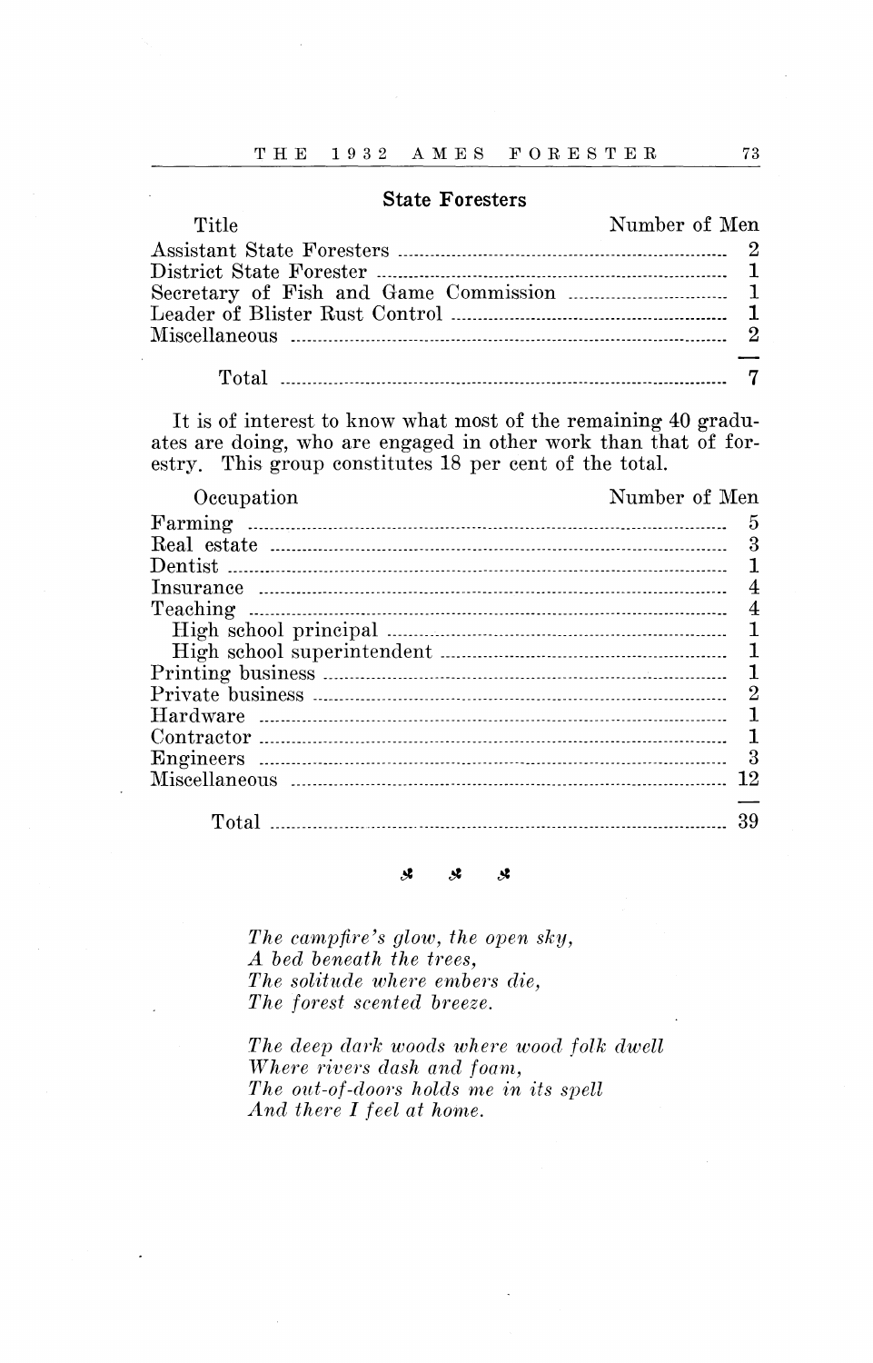### State Foresters

| Title | Number of Men |
| --- | --- |
| Assistant State Foresters | 2 |
| District State Forester | 1 |
| Secretary of Fish and Game Commission | 1 |
| Leader of Blister Rust Control | 1 |
| Miscellaneous | 2 |
| Total | 7 |

It is of interest to know what most of the remaining 40 graduates are doing, who are engaged in other work than that of forestry. This group constitutes 18 per cent of the total.

| Occupation | Number of Men |
| --- | --- |
| Farming | 5 |
| Real estate | 3 |
| Dentist | 1 |
| Insurance | 4 |
| Teaching | 4 |
| High school principal | 1 |
| High school superintendent | 1 |
| Printing business | 1 |
| Private business | 2 |
| Hardware | 1 |
| Contractor | 1 |
| Engineers | 3 |
| Miscellaneous | 12 |
| Total | 39 |

*The campfire's glow, the open sky,*
*A bed beneath the trees,*
*The solitude where embers die,*
*The forest scented breeze.*

*The deep dark woods where wood folk dwell*
*Where rivers dash and foam,*
*The out-of-doors holds me in its spell*
*And there I feel at home.*